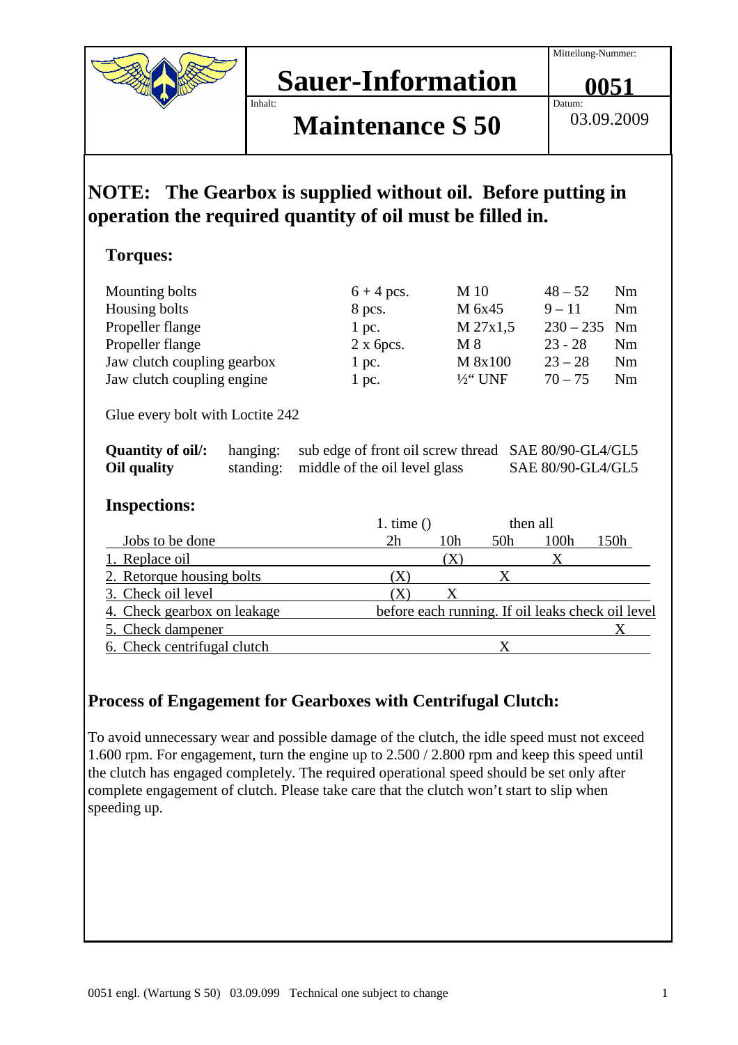# Sauer-Information

Mitteilung-Nummer: **0051**

Inhalt: **Maintenance S 50**

Datum: 03.09.2009

## NOTE: The Gearbox is supplied without oil. Before putting in operation the required quantity of oil must be filled in.

### Torques:

| | | | | |
|---|---|---|---|---|
| Mounting bolts | 6 + 4 pcs. | M 10 | 48 – 52 | Nm |
| Housing bolts | 8 pcs. | M 6x45 | 9 – 11 | Nm |
| Propeller flange | 1 pc. | M 27x1,5 | 230 – 235 | Nm |
| Propeller flange | 2 x 6pcs. | M 8 | 23 - 28 | Nm |
| Jaw clutch coupling gearbox | 1 pc. | M 8x100 | 23 – 28 | Nm |
| Jaw clutch coupling engine | 1 pc. | ½“ UNF | 70 – 75 | Nm |

Glue every bolt with Loctite 242

| | | | |
|---|---|---|---|
| **Quantity of oil/:** | hanging: | sub edge of front oil screw thread | SAE 80/90-GL4/GL5 |
| **Oil quality** | standing: | middle of the oil level glass | SAE 80/90-GL4/GL5 |

### Inspections:

| | 1. time () | | then all | | |
|---|---|---|---|---|---|
| Jobs to be done | 2h | 10h | 50h | 100h | 150h |
| 1. Replace oil | | (X) | | X | |
| 2. Retorque housing bolts | (X) | | X | | |
| 3. Check oil level | (X) | X | | | |
| 4. Check gearbox on leakage | before each running. If oil leaks check oil level | | | | |
| 5. Check dampener | | | | | X |
| 6. Check centrifugal clutch | | | X | | |

## Process of Engagement for Gearboxes with Centrifugal Clutch:

To avoid unnecessary wear and possible damage of the clutch, the idle speed must not exceed 1.600 rpm. For engagement, turn the engine up to 2.500 / 2.800 rpm and keep this speed until the clutch has engaged completely. The required operational speed should be set only after complete engagement of clutch. Please take care that the clutch won’t start to slip when speeding up.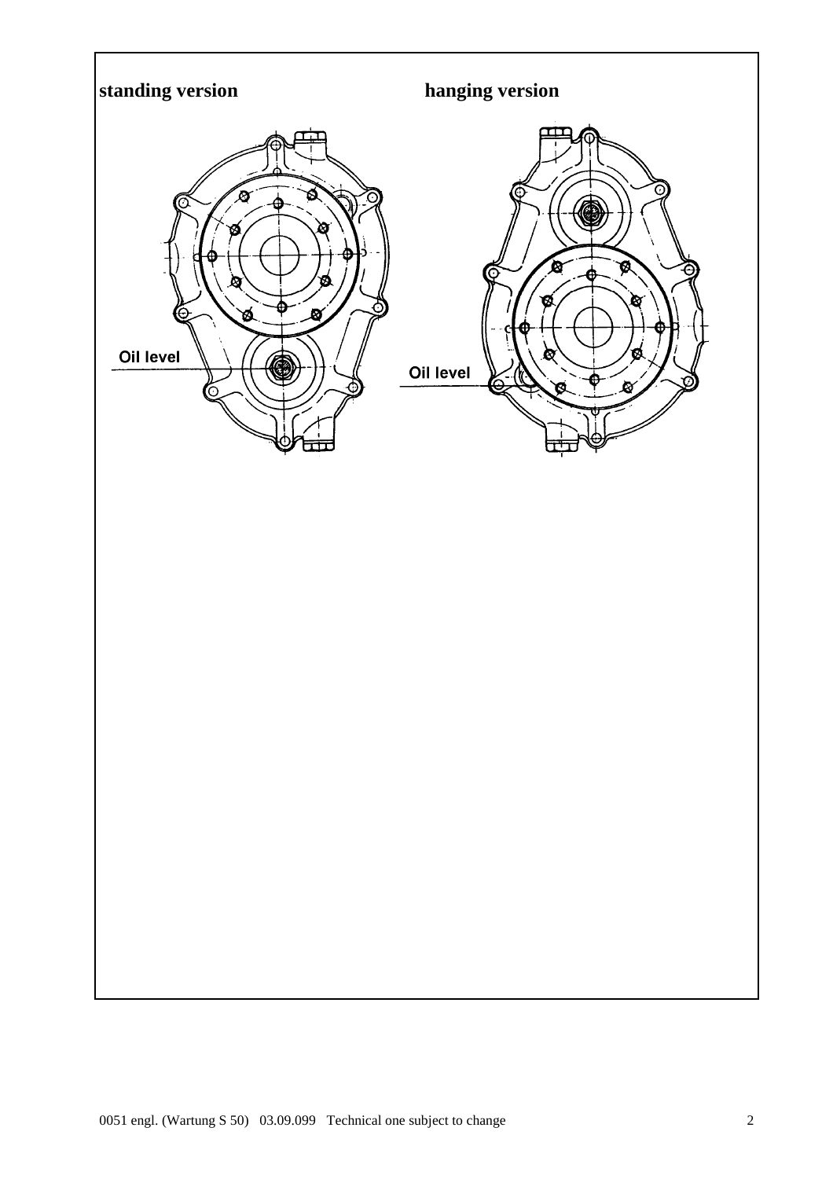**standing version** **hanging version**

Oil level

Oil level